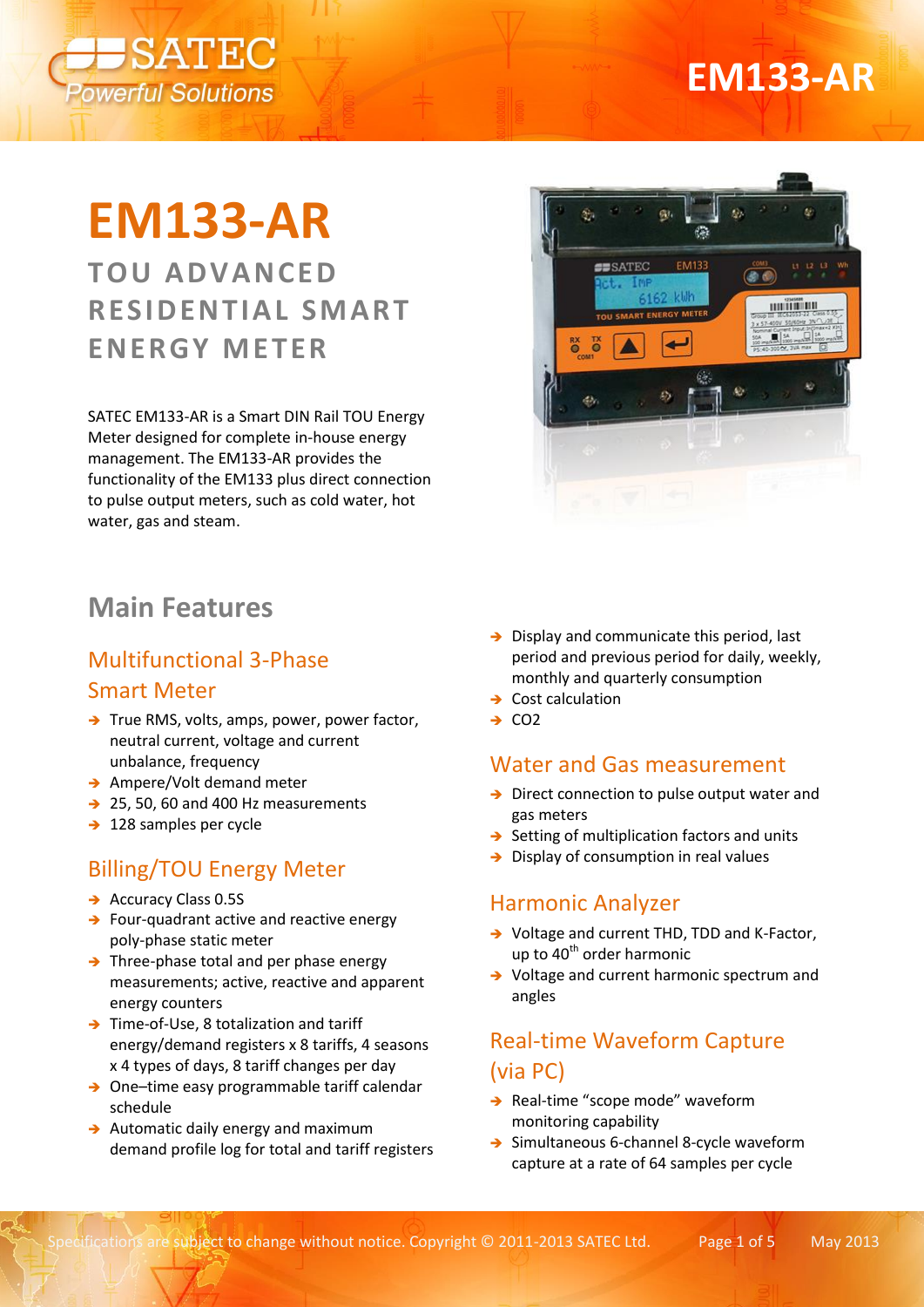# EM133-AR

## TOU ADVANCED RESIDENTIAL SMART ENERGY METER

SATEC EM133-AR is a Smart DIN Rail TOU Energy Meter designed for complete in-house energy management. The EM133-AR provides the functionality of the EM133 plus direct connection to pulse output meters, such as cold water, hot water, gas and steam.

## Main Features

### Multifunctional 3-Phase Smart Meter

- True RMS, volts, amps, power, power factor, neutral current, voltage and current unbalance, frequency
- Ampere/Volt demand meter
- 25, 50, 60 and 400 Hz measurements
- 128 samples per cycle

### Billing/TOU Energy Meter

- Accuracy Class 0.5S
- Four-quadrant active and reactive energy poly-phase static meter
- Three-phase total and per phase energy measurements; active, reactive and apparent energy counters
- Time-of-Use, 8 totalization and tariff energy/demand registers x 8 tariffs, 4 seasons x 4 types of days, 8 tariff changes per day
- One–time easy programmable tariff calendar schedule
- Automatic daily energy and maximum demand profile log for total and tariff registers
- Display and communicate this period, last period and previous period for daily, weekly, monthly and quarterly consumption
- Cost calculation
- $CO_2$

### Water and Gas measurement

- Direct connection to pulse output water and gas meters
- Setting of multiplication factors and units
- Display of consumption in real values

### Harmonic Analyzer

- Voltage and current THD, TDD and K-Factor, up to $40^{th}$ order harmonic
- Voltage and current harmonic spectrum and angles

### Real-time Waveform Capture (via PC)

- Real-time “scope mode” waveform monitoring capability
- Simultaneous 6-channel 8-cycle waveform capture at a rate of 64 samples per cycle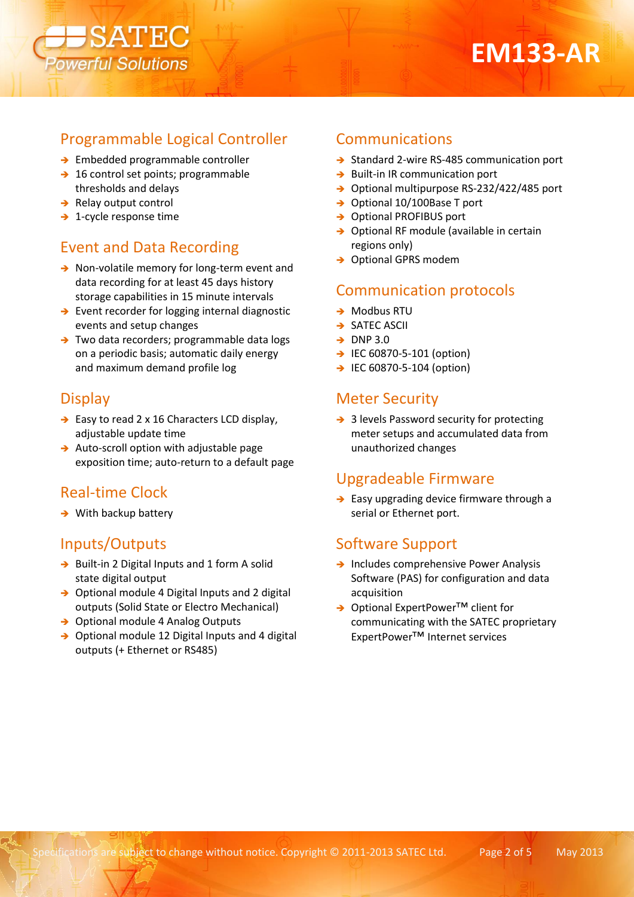## Programmable Logical Controller

- Embedded programmable controller
- 16 control set points; programmable thresholds and delays
- Relay output control
- 1-cycle response time

## Event and Data Recording

- Non-volatile memory for long-term event and data recording for at least 45 days history storage capabilities in 15 minute intervals
- Event recorder for logging internal diagnostic events and setup changes
- Two data recorders; programmable data logs on a periodic basis; automatic daily energy and maximum demand profile log

## Display

- Easy to read 2 x 16 Characters LCD display, adjustable update time
- Auto-scroll option with adjustable page exposition time; auto-return to a default page

## Real-time Clock

- With backup battery

## Inputs/Outputs

- Built-in 2 Digital Inputs and 1 form A solid state digital output
- Optional module 4 Digital Inputs and 2 digital outputs (Solid State or Electro Mechanical)
- Optional module 4 Analog Outputs
- Optional module 12 Digital Inputs and 4 digital outputs (+ Ethernet or RS485)

## Communications

- Standard 2-wire RS-485 communication port
- Built-in IR communication port
- Optional multipurpose RS-232/422/485 port
- Optional 10/100Base T port
- Optional PROFIBUS port
- Optional RF module (available in certain regions only)
- Optional GPRS modem

## Communication protocols

- Modbus RTU
- SATEC ASCII
- DNP 3.0
- IEC 60870-5-101 (option)
- IEC 60870-5-104 (option)

## Meter Security

- 3 levels Password security for protecting meter setups and accumulated data from unauthorized changes

## Upgradeable Firmware

- Easy upgrading device firmware through a serial or Ethernet port.

## Software Support

- Includes comprehensive Power Analysis Software (PAS) for configuration and data acquisition
- Optional ExpertPower™ client for communicating with the SATEC proprietary ExpertPower™ Internet services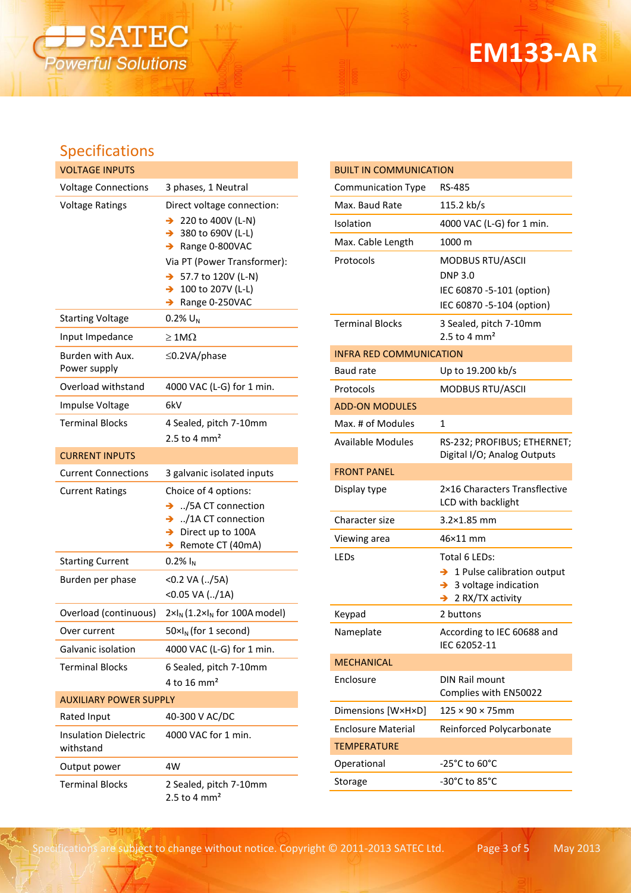## Specifications

| VOLTAGE INPUTS | |
|---|---|
| Voltage Connections | 3 phases, 1 Neutral |
| Voltage Ratings | Direct voltage connection:<br>➔ 220 to 400V (L-N)<br>➔ 380 to 690V (L-L)<br>➔ Range 0-800VAC<br>Via PT (Power Transformer):<br>➔ 57.7 to 120V (L-N)<br>➔ 100 to 207V (L-L)<br>➔ Range 0-250VAC |
| Starting Voltage | 0.2% $U_N$ |
| Input Impedance | ≥ 1MΩ |
| Burden with Aux. Power supply | ≤0.2VA/phase |
| Overload withstand | 4000 VAC (L-G) for 1 min. |
| Impulse Voltage | 6kV |
| Terminal Blocks | 4 Sealed, pitch 7-10mm<br>2.5 to 4 mm² |

| CURRENT INPUTS | |
|---|---|
| Current Connections | 3 galvanic isolated inputs |
| Current Ratings | Choice of 4 options:<br>➔ ../5A CT connection<br>➔ ../1A CT connection<br>➔ Direct up to 100A<br>➔ Remote CT (40mA) |
| Starting Current | 0.2% $I_N$ |
| Burden per phase | <0.2 VA (../5A)<br><0.05 VA (../1A) |
| Overload (continuous) | $2\times I_N$ ($1.2\times I_N$ for 100A model) |
| Over current | $50\times I_N$ (for 1 second) |
| Galvanic isolation | 4000 VAC (L-G) for 1 min. |
| Terminal Blocks | 6 Sealed, pitch 7-10mm<br>4 to 16 mm² |

| AUXILIARY POWER SUPPLY | |
|---|---|
| Rated Input | 40-300 V AC/DC |
| Insulation Dielectric withstand | 4000 VAC for 1 min. |
| Output power | 4W |
| Terminal Blocks | 2 Sealed, pitch 7-10mm<br>2.5 to 4 mm² |

| BUILT IN COMMUNICATION | |
|---|---|
| Communication Type | RS-485 |
| Max. Baud Rate | 115.2 kb/s |
| Isolation | 4000 VAC (L-G) for 1 min. |
| Max. Cable Length | 1000 m |
| Protocols | MODBUS RTU/ASCII<br>DNP 3.0<br>IEC 60870 -5-101 (option)<br>IEC 60870 -5-104 (option) |
| Terminal Blocks | 3 Sealed, pitch 7-10mm<br>2.5 to 4 mm² |

| INFRA RED COMMUNICATION | |
|---|---|
| Baud rate | Up to 19.200 kb/s |
| Protocols | MODBUS RTU/ASCII |

| ADD-ON MODULES | |
|---|---|
| Max. # of Modules | 1 |
| Available Modules | RS-232; PROFIBUS; ETHERNET; Digital I/O; Analog Outputs |

| FRONT PANEL | |
|---|---|
| Display type | 2×16 Characters Transflective LCD with backlight |
| Character size | 3.2×1.85 mm |
| Viewing area | 46×11 mm |
| LEDs | Total 6 LEDs:<br>➔ 1 Pulse calibration output<br>➔ 3 voltage indication<br>➔ 2 RX/TX activity |
| Keypad | 2 buttons |
| Nameplate | According to IEC 60688 and IEC 62052-11 |

| MECHANICAL | |
|---|---|
| Enclosure | DIN Rail mount<br>Complies with EN50022 |
| Dimensions [W×H×D] | 125 × 90 × 75mm |
| Enclosure Material | Reinforced Polycarbonate |

| TEMPERATURE | |
|---|---|
| Operational | -25°C to 60°C |
| Storage | -30°C to 85°C |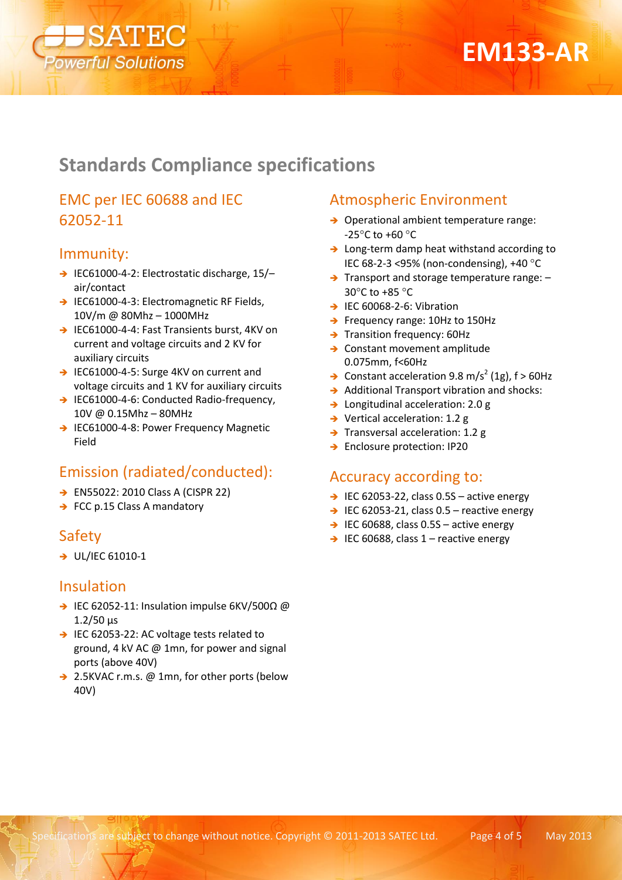## Standards Compliance specifications

### EMC per IEC 60688 and IEC 62052-11

### Immunity:

- IEC61000-4-2: Electrostatic discharge, 15/– air/contact
- IEC61000-4-3: Electromagnetic RF Fields, 10V/m @ 80Mhz – 1000MHz
- IEC61000-4-4: Fast Transients burst, 4KV on current and voltage circuits and 2 KV for auxiliary circuits
- IEC61000-4-5: Surge 4KV on current and voltage circuits and 1 KV for auxiliary circuits
- IEC61000-4-6: Conducted Radio-frequency, 10V @ 0.15Mhz – 80MHz
- IEC61000-4-8: Power Frequency Magnetic Field

### Emission (radiated/conducted):

- EN55022: 2010 Class A (CISPR 22)
- FCC p.15 Class A mandatory

### Safety

- UL/IEC 61010-1

### Insulation

- IEC 62052-11: Insulation impulse 6KV/500Ω @ 1.2/50 µs
- IEC 62053-22: AC voltage tests related to ground, 4 kV AC @ 1mn, for power and signal ports (above 40V)
- 2.5KVAC r.m.s. @ 1mn, for other ports (below 40V)

### Atmospheric Environment

- Operational ambient temperature range: -25°C to +60 °C
- Long-term damp heat withstand according to IEC 68-2-3 <95% (non-condensing), +40 °C
- Transport and storage temperature range: –30°C to +85 °C
- IEC 60068-2-6: Vibration
- Frequency range: 10Hz to 150Hz
- Transition frequency: 60Hz
- Constant movement amplitude 0.075mm, f<60Hz
- Constant acceleration 9.8 $m/s^2$ (1g), f > 60Hz
- Additional Transport vibration and shocks:
- Longitudinal acceleration: 2.0 g
- Vertical acceleration: 1.2 g
- Transversal acceleration: 1.2 g
- Enclosure protection: IP20

### Accuracy according to:

- IEC 62053-22, class 0.5S – active energy
- IEC 62053-21, class 0.5 – reactive energy
- IEC 60688, class 0.5S – active energy
- IEC 60688, class 1 – reactive energy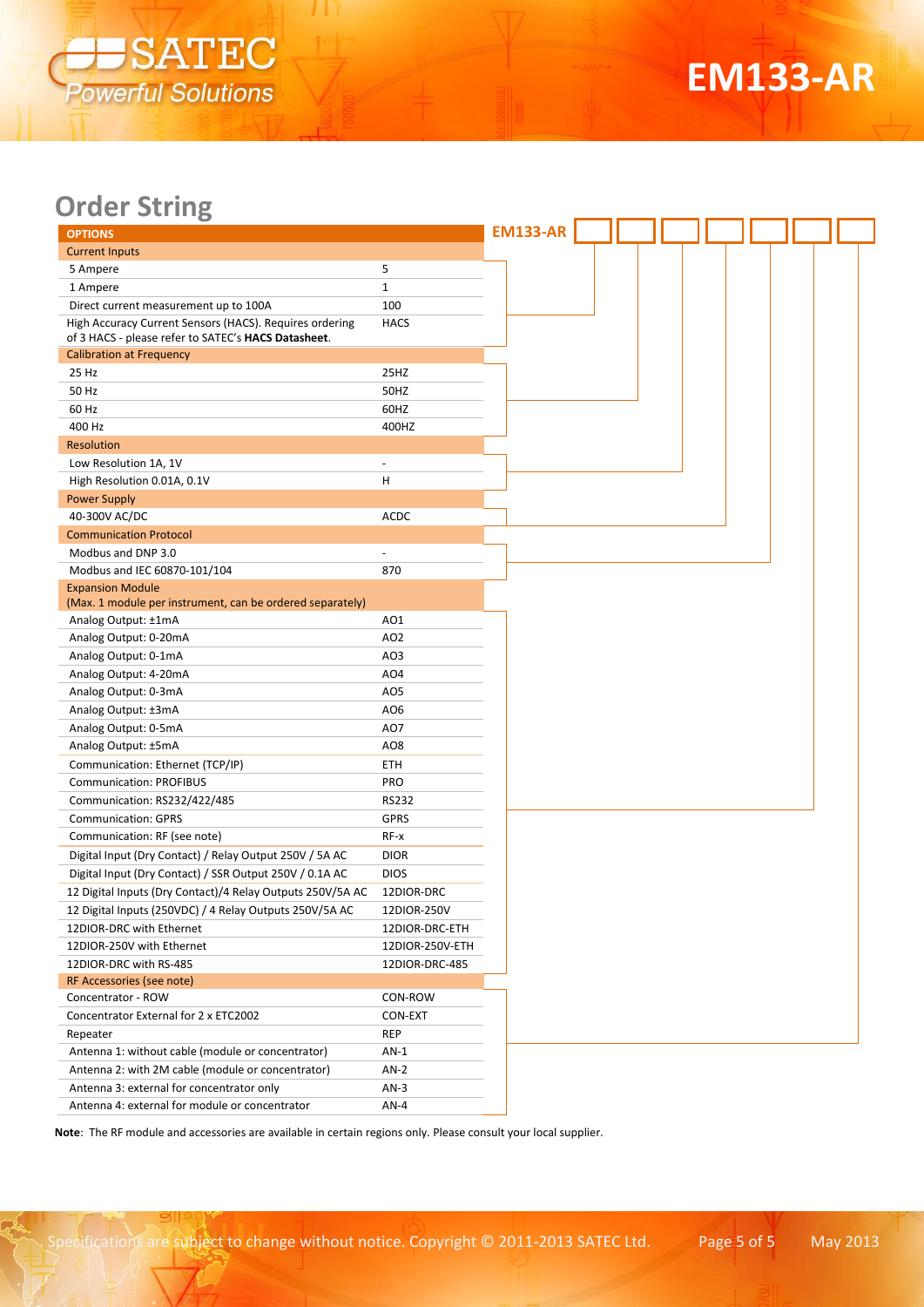## Order String

EM133-AR ☐ ☐ ☐ ☐ ☐ ☐ ☐

| OPTIONS | |
|---|---|
| **Current Inputs** | |
| 5 Ampere | 5 |
| 1 Ampere | 1 |
| Direct current measurement up to 100A | 100 |
| High Accuracy Current Sensors (HACS). Requires ordering of 3 HACS - please refer to SATEC's **HACS Datasheet**. | HACS |
| **Calibration at Frequency** | |
| 25 Hz | 25HZ |
| 50 Hz | 50HZ |
| 60 Hz | 60HZ |
| 400 Hz | 400HZ |
| **Resolution** | |
| Low Resolution 1A, 1V | - |
| High Resolution 0.01A, 0.1V | H |
| **Power Supply** | |
| 40-300V AC/DC | ACDC |
| **Communication Protocol** | |
| Modbus and DNP 3.0 | - |
| Modbus and IEC 60870-101/104 | 870 |
| **Expansion Module** (Max. 1 module per instrument, can be ordered separately) | |
| Analog Output: ±1mA | AO1 |
| Analog Output: 0-20mA | AO2 |
| Analog Output: 0-1mA | AO3 |
| Analog Output: 4-20mA | AO4 |
| Analog Output: 0-3mA | AO5 |
| Analog Output: ±3mA | AO6 |
| Analog Output: 0-5mA | AO7 |
| Analog Output: ±5mA | AO8 |
| Communication: Ethernet (TCP/IP) | ETH |
| Communication: PROFIBUS | PRO |
| Communication: RS232/422/485 | RS232 |
| Communication: GPRS | GPRS |
| Communication: RF (see note) | RF-x |
| Digital Input (Dry Contact) / Relay Output 250V / 5A AC | DIOR |
| Digital Input (Dry Contact) / SSR Output 250V / 0.1A AC | DIOS |
| 12 Digital Inputs (Dry Contact)/4 Relay Outputs 250V/5A AC | 12DIOR-DRC |
| 12 Digital Inputs (250VDC) / 4 Relay Outputs 250V/5A AC | 12DIOR-250V |
| 12DIOR-DRC with Ethernet | 12DIOR-DRC-ETH |
| 12DIOR-250V with Ethernet | 12DIOR-250V-ETH |
| 12DIOR-DRC with RS-485 | 12DIOR-DRC-485 |
| **RF Accessories (see note)** | |
| Concentrator - ROW | CON-ROW |
| Concentrator External for 2 x ETC2002 | CON-EXT |
| Repeater | REP |
| Antenna 1: without cable (module or concentrator) | AN-1 |
| Antenna 2: with 2M cable (module or concentrator) | AN-2 |
| Antenna 3: external for concentrator only | AN-3 |
| Antenna 4: external for module or concentrator | AN-4 |

**Note**: The RF module and accessories are available in certain regions only. Please consult your local supplier.